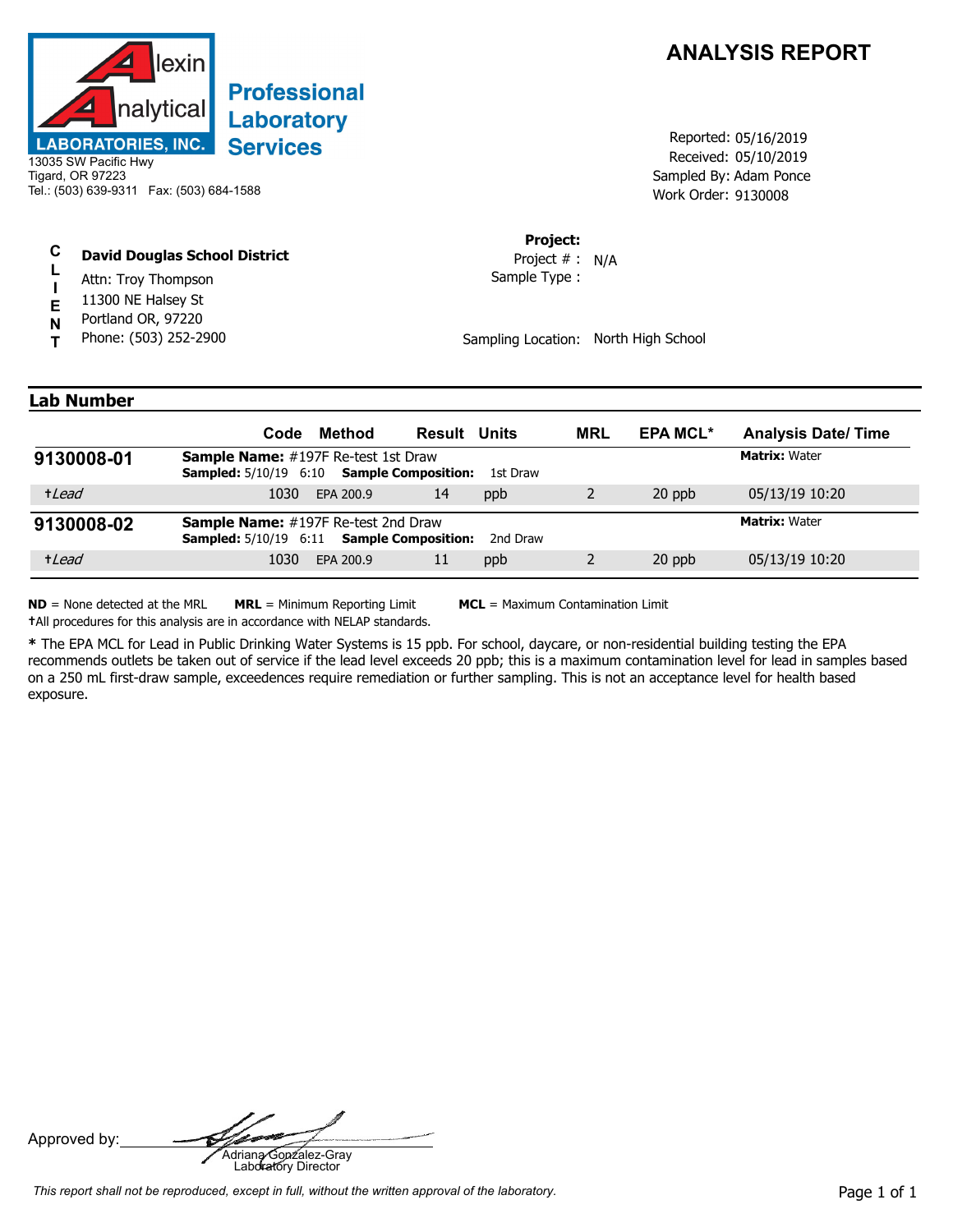**Alexin Analytical LABORATORIES, INC.**

**Professional Laboratory Services**

13035 SW Pacific Hwy
Tigard, OR 97223
Tel.: (503) 639-9311 Fax: (503) 684-1588

# ANALYSIS REPORT

Reported: 05/16/2019
Received: 05/10/2019
Sampled By: Adam Ponce
Work Order: 9130008

**CLIENT**

**David Douglas School District**
Attn: Troy Thompson
11300 NE Halsey St
Portland OR, 97220
Phone: (503) 252-2900

**Project:**
Project # : N/A
Sample Type :

Sampling Location: North High School

## Lab Number

| | Code | Method | Result | Units | MRL | EPA MCL* | Analysis Date/ Time |
|---|---|---|---|---|---|---|---|
| **9130008-01** | **Sample Name:** #197F Re-test 1st Draw **Sampled:** 5/10/19 6:10 **Sample Composition:** 1st Draw | | | | | | **Matrix:** Water |
| †*Lead* | 1030 | EPA 200.9 | 14 | ppb | 2 | 20 ppb | 05/13/19 10:20 |
| **9130008-02** | **Sample Name:** #197F Re-test 2nd Draw **Sampled:** 5/10/19 6:11 **Sample Composition:** 2nd Draw | | | | | | **Matrix:** Water |
| †*Lead* | 1030 | EPA 200.9 | 11 | ppb | 2 | 20 ppb | 05/13/19 10:20 |

**ND** = None detected at the MRL **MRL** = Minimum Reporting Limit **MCL** = Maximum Contamination Limit
†All procedures for this analysis are in accordance with NELAP standards.

**\*** The EPA MCL for Lead in Public Drinking Water Systems is 15 ppb. For school, daycare, or non-residential building testing the EPA recommends outlets be taken out of service if the lead level exceeds 20 ppb; this is a maximum contamination level for lead in samples based on a 250 mL first-draw sample, exceedences require remediation or further sampling. This is not an acceptance level for health based exposure.

Approved by: Adriana Gonzalez-Gray
Laboratory Director

*This report shall not be reproduced, except in full, without the written approval of the laboratory.*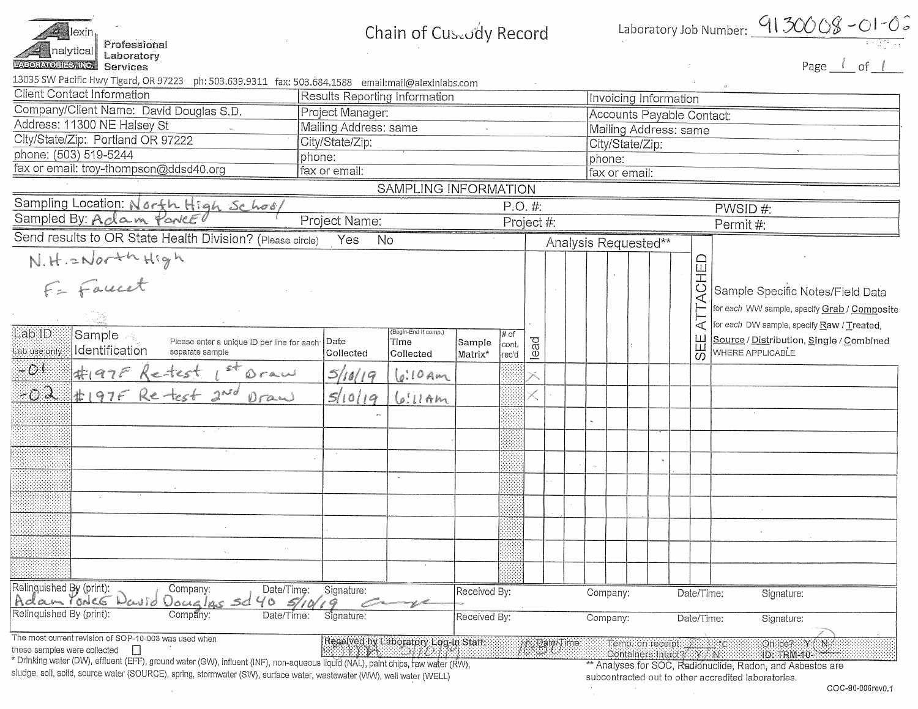Alexin Analytical Laboratories, Inc. — Professional Laboratory Services

# Chain of Custody Record

Laboratory Job Number: 9130008-01-02

Page 1 of 1

13035 SW Pacific Hwy Tigard, OR 97223 ph: 503.639.9311 fax: 503.684.1588 email:mail@alexinlabs.com

| Client Contact Information | Results Reporting Information | Invoicing Information |
|---|---|---|
| Company/Client Name: David Douglas S.D. | Project Manager: | Accounts Payable Contact: |
| Address: 11300 NE Halsey St | Mailing Address: same | Mailing Address: same |
| City/State/Zip: Portland OR 97222 | City/State/Zip: | City/State/Zip: |
| phone: (503) 519-5244 | phone: | phone: |
| fax or email: troy-thompson@ddsd40.org | fax or email: | fax or email: |

## SAMPLING INFORMATION

Sampling Location: North High School

Sampled By: Adam Ponce

Project Name:

P.O. #:

Project #:

PWSID #:

Permit #:

Send results to OR State Health Division? (Please circle) Yes No

N.H. = North High

F = Faucet

Analysis Requested**

| Lab ID (Lab use only) | Sample Identification (Please enter a unique ID per line for each separate sample) | Date Collected | Time Collected (Begin-End if comp.) | Sample Matrix* | # of cont. rec'd | lead | | | | | | | | SEE ATTACHED | Sample Specific Notes/Field Data (for each WW sample, specify Grab / Composite; for each DW sample, specify Raw / Treated, Source / Distribution, Single / Combined WHERE APPLICABLE) |
|---|---|---|---|---|---|---|---|---|---|---|---|---|---|---|---|
| -01 | #197F Re-test 1st Draw | 5/10/19 | 6:10 AM | | | X | | | | | | | | | |
| -02 | #197F Re-test 2nd Draw | 5/10/19 | 6:11 AM | | | X | | | | | | | | | |

| Relinquished By (print): | Company: | Date/Time: | Signature: | Received By: | Company: | Date/Time: | Signature: |
|---|---|---|---|---|---|---|---|
| Adam Ponce | David Douglas sd 40 | 5/10/19 | [signature] | | | | |
| Relinquished By (print): | Company: | Date/Time: | Signature: | Received By: | Company: | Date/Time: | Signature: |

The most current revision of SOP-10-003 was used when these samples were collected ☐

Received by Laboratory Log-in Staff: [signature] 5/10/19 Date/Time: Temp. on receipt: °C Containers Intact? Y N On ice? Y N ID: TRM-10

* Drinking water (DW), effluent (EFF), ground water (GW), influent (INF), non-aqueous liquid (NAL), paint chips, raw water (RW), sludge, soil, solid, source water (SOURCE), spring, stormwater (SW), surface water, wastewater (WW), well water (WELL)

** Analyses for SOC, Radionuclide, Radon, and Asbestos are subcontracted out to other accredited laboratories.

COC-90-006rev0.1